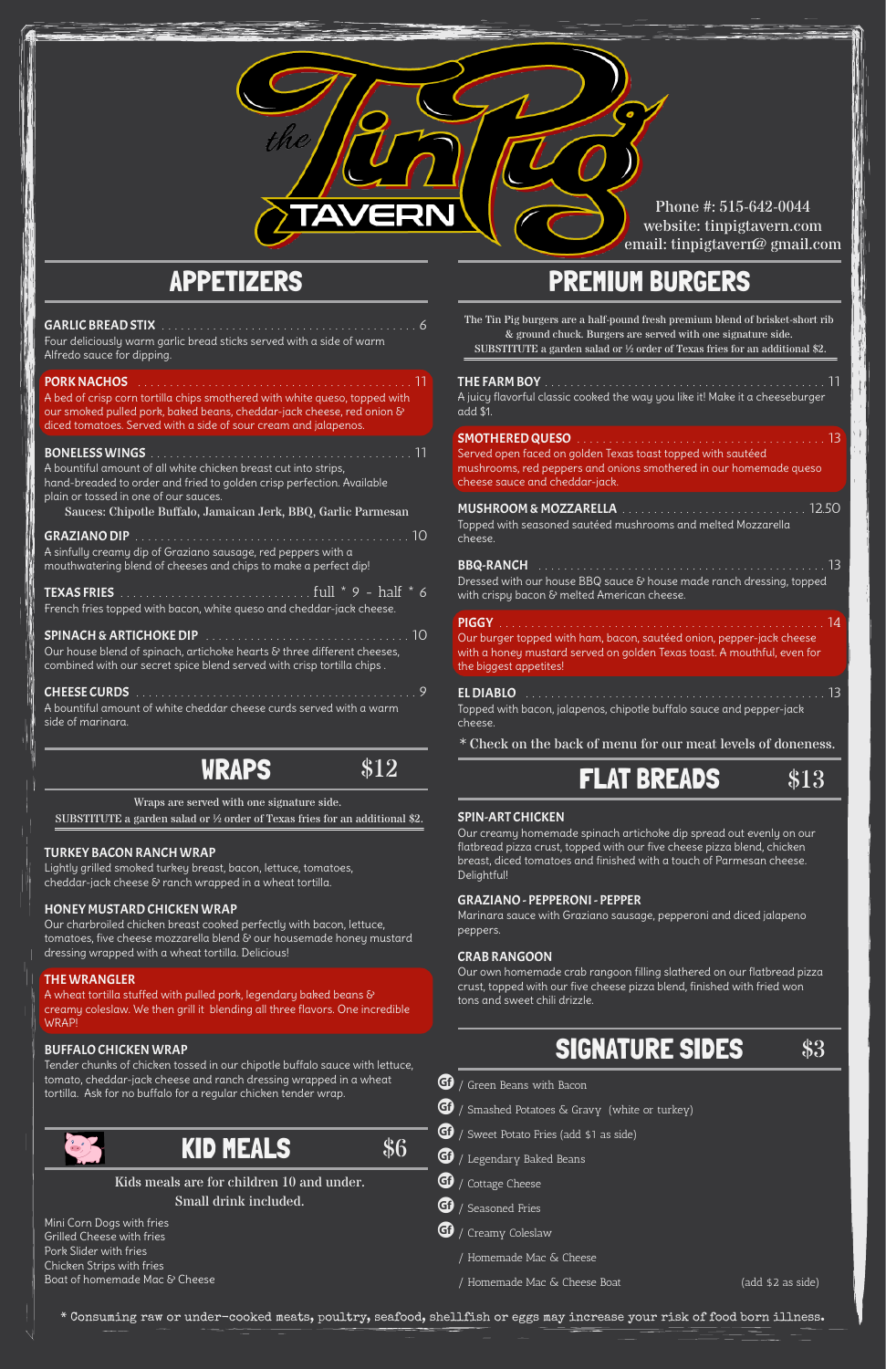# the Tin Pig TAVERN

Phone #: 515-642-0044
website: tinpigtavern.com
email: tinpigtavern@ gmail.com

## APPETIZERS

**GARLIC BREAD STIX** . . . . . 6
Four deliciously warm garlic bread sticks served with a side of warm Alfredo sauce for dipping.

**PORK NACHOS** . . . . . 11
A bed of crisp corn tortilla chips smothered with white queso, topped with our smoked pulled pork, baked beans, cheddar-jack cheese, red onion & diced tomatoes. Served with a side of sour cream and jalapenos.

**BONELESS WINGS** . . . . . 11
A bountiful amount of all white chicken breast cut into strips, hand-breaded to order and fried to golden crisp perfection. Available plain or tossed in one of our sauces.
Sauces: Chipotle Buffalo, Jamaican Jerk, BBQ, Garlic Parmesan

**GRAZIANO DIP** . . . . . 10
A sinfully creamy dip of Graziano sausage, red peppers with a mouthwatering blend of cheeses and chips to make a perfect dip!

**TEXAS FRIES** . . . . . full * 9 - half * 6
French fries topped with bacon, white queso and cheddar-jack cheese.

**SPINACH & ARTICHOKE DIP** . . . . . 10
Our house blend of spinach, artichoke hearts & three different cheeses, combined with our secret spice blend served with crisp tortilla chips .

**CHEESE CURDS** . . . . . 9
A bountiful amount of white cheddar cheese curds served with a warm side of marinara.

## PREMIUM BURGERS

The Tin Pig burgers are a half-pound fresh premium blend of brisket-short rib & ground chuck. Burgers are served with one signature side.
SUBSTITUTE a garden salad or ½ order of Texas fries for an additional $2.

**THE FARM BOY** . . . . . 11
A juicy flavorful classic cooked the way you like it! Make it a cheeseburger add $1.

**SMOTHERED QUESO** . . . . . 13
Served open faced on golden Texas toast topped with sautéed mushrooms, red peppers and onions smothered in our homemade queso cheese sauce and cheddar-jack.

**MUSHROOM & MOZZARELLA** . . . . . 12.50
Topped with seasoned sautéed mushrooms and melted Mozzarella cheese.

**BBQ-RANCH** . . . . . 13
Dressed with our house BBQ sauce & house made ranch dressing, topped with crispy bacon & melted American cheese.

**PIGGY** . . . . . 14
Our burger topped with ham, bacon, sautéed onion, pepper-jack cheese with a honey mustard served on golden Texas toast. A mouthful, even for the biggest appetites!

**EL DIABLO** . . . . . 13
Topped with bacon, jalapenos, chipotle buffalo sauce and pepper-jack cheese.

* Check on the back of menu for our meat levels of doneness.

## WRAPS $12

Wraps are served with one signature side.
SUBSTITUTE a garden salad or ½ order of Texas fries for an additional $2.

**TURKEY BACON RANCH WRAP**
Lightly grilled smoked turkey breast, bacon, lettuce, tomatoes, cheddar-jack cheese & ranch wrapped in a wheat tortilla.

**HONEY MUSTARD CHICKEN WRAP**
Our charbroiled chicken breast cooked perfectly with bacon, lettuce, tomatoes, five cheese mozzarella blend & our housemade honey mustard dressing wrapped with a wheat tortilla. Delicious!

**THE WRANGLER**
A wheat tortilla stuffed with pulled pork, legendary baked beans & creamy coleslaw. We then grill it blending all three flavors. One incredible WRAP!

**BUFFALO CHICKEN WRAP**
Tender chunks of chicken tossed in our chipotle buffalo sauce with lettuce, tomato, cheddar-jack cheese and ranch dressing wrapped in a wheat tortilla. Ask for no buffalo for a regular chicken tender wrap.

## FLAT BREADS $13

**SPIN-ART CHICKEN**
Our creamy homemade spinach artichoke dip spread out evenly on our flatbread pizza crust, topped with our five cheese pizza blend, chicken breast, diced tomatoes and finished with a touch of Parmesan cheese. Delightful!

**GRAZIANO - PEPPERONI - PEPPER**
Marinara sauce with Graziano sausage, pepperoni and diced jalapeno peppers.

**CRAB RANGOON**
Our own homemade crab rangoon filling slathered on our flatbread pizza crust, topped with our five cheese pizza blend, finished with fried won tons and sweet chili drizzle.

## KID MEALS $6

Kids meals are for children 10 and under.
Small drink included.

Mini Corn Dogs with fries
Grilled Cheese with fries
Pork Slider with fries
Chicken Strips with fries
Boat of homemade Mac & Cheese

## SIGNATURE SIDES $3

- GF / Green Beans with Bacon
- GF / Smashed Potatoes & Gravy (white or turkey)
- GF / Sweet Potato Fries (add $1 as side)
- GF / Legendary Baked Beans
- GF / Cottage Cheese
- GF / Seasoned Fries
- GF / Creamy Coleslaw
- / Homemade Mac & Cheese
- / Homemade Mac & Cheese Boat (add $2 as side)

* Consuming raw or under-cooked meats, poultry, seafood, shellfish or eggs may increase your risk of food born illness.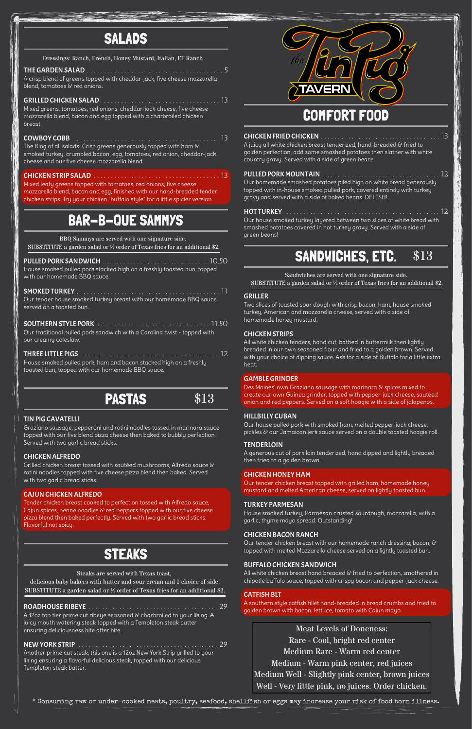## SALADS

Dressings: Ranch, French, Honey Mustard, Italian, FF Ranch

**THE GARDEN SALAD** ........ 5
A crisp blend of greens topped with cheddar-jack, five cheese mozzarella blend, tomatoes & red onions.

**GRILLED CHICKEN SALAD** ........ 13
Mixed greens, tomatoes, red onions, cheddar-jack cheese, five cheese mozzarella blend, bacon and egg topped with a charbroiled chicken breast.

**COWBOY COBB** ........ 13
The King of all salads! Crisp greens generously topped with ham & smoked turkey, crumbled bacon, egg, tomatoes, red onion, cheddar-jack cheese and our five cheese mozzarella blend.

**CHICKEN STRIP SALAD** ........ 13
Mixed leafy greens topped with tomatoes, red onions, five cheese mozzarella blend, bacon and egg, finished with our hand-breaded tender chicken strips. Try your chicken "buffalo style" for a little spicier version.

## BAR-B-QUE SAMMYS

BBQ Sammys are served with one signature side.
SUBSTITUTE a garden salad or ½ order of Texas fries for an additional $2.

**PULLED PORK SANDWICH** ........ 10.50
House smoked pulled pork stacked high on a freshly toasted bun, topped with our homemade BBQ sauce.

**SMOKED TURKEY** ........ 11
Our tender house smoked turkey breast with our homemade BBQ sauce served on a toasted bun.

**SOUTHERN STYLE PORK** ........ 11.50
Our traditional pulled pork sandwich with a Carolina twist - topped with our creamy coleslaw.

**THREE LITTLE PIGS** ........ 12
House smoked pulled pork, ham and bacon stacked high on a freshly toasted bun, topped with our homemade BBQ sauce.

## PASTAS $13

**TIN PIG CAVATELLI**
Graziano sausage, pepperoni and rotini noodles tossed in marinara sauce topped with our five blend pizza cheese then baked to bubbly perfection. Served with two garlic bread sticks.

**CHICKEN ALFREDO**
Grilled chicken breast tossed with sautéed mushrooms, Alfredo sauce & rotini noodles topped with five cheese pizza blend then baked. Served with two garlic bread sticks.

**CAJUN CHICKEN ALFREDO**
Tender chicken breast cooked to perfection tossed with Alfredo sauce, Cajun spices, penne noodles & red peppers topped with our five cheese pizza blend then baked perfectly. Served with two garlic bread sticks. Flavorful not spicy.

## STEAKS

Steaks are served with Texas toast,
delicious baby bakers with butter and sour cream and 1 choice of side.
SUBSTITUTE a garden salad or ½ order of Texas fries for an additional $2.

**ROADHOUSE RIBEYE** ........ 29
A 12oz top tier prime cut ribeye seasoned & charbroiled to your liking. A juicy mouth watering steak topped with a Templeton steak butter ensuring deliciousness bite after bite.

**NEW YORK STRIP** ........ 29
Another prime cut steak, this one is a 12oz New York Strip grilled to your liking ensuring a flavorful delicious steak, topped with our delicious Templeton steak butter.

# the Tin Pig TAVERN

## COMFORT FOOD

**CHICKEN FRIED CHICKEN** ........ 13
A juicy all white chicken breast tenderized, hand-breaded & fried to golden perfection, add some smashed potatoes then slather with white country gravy. Served with a side of green beans.

**PULLED PORK MOUNTAIN** ........ 12
Our homemade smashed potatoes piled high on white bread generously topped with in-house smoked pulled pork, covered entirely with turkey gravy and served with a side of baked beans. DELISH!

**HOT TURKEY** ........ 12
Our house smoked turkey layered between two slices of white bread with smashed potatoes covered in hot turkey gravy. Served with a side of green beans!

## SANDWICHES, ETC. $13

Sandwiches are served with one signature side.
SUBSTITUTE a garden salad or ½ order of Texas fries for an additional $2.

**GRILLER**
Two slices of toasted sour dough with crisp bacon, ham, house smoked turkey, American and mozzarella cheese, served with a side of homemade honey mustard.

**CHICKEN STRIPS**
All white chicken tenders, hand cut, bathed in buttermilk then lightly breaded in our own seasoned flour and fried to a golden brown. Served with your choice of dipping sauce. Ask for a side of Buffalo for a little extra heat.

**GAMBLE GRINDER**
Des Moines' own Graziano sausage with marinara & spices mixed to create our own Guinea grinder, topped with pepper-jack cheese, sautéed onion and red peppers. Served on a soft hoagie with a side of jalapenos.

**HILLBILLY CUBAN**
Our house pulled pork with smoked ham, melted pepper-jack cheese, pickles & our Jamaican jerk sauce served on a double toasted hoagie roll.

**TENDERLOIN**
A generous cut of pork loin tenderized, hand dipped and lightly breaded then fried to a golden brown.

**CHICKEN HONEY HAM**
Our tender chicken breast topped with grilled ham, homemade honey mustard and melted American cheese, served on lightly toasted bun.

**TURKEY PARMESAN**
House smoked turkey, Parmesan crusted sourdough, mozzarella, with a garlic, thyme mayo spread. Outstanding!

**CHICKEN BACON RANCH**
Our tender chicken breast with our homemade ranch dressing, bacon, & topped with melted Mozzarella cheese served on a lightly toasted bun.

**BUFFALO CHICKEN SANDWICH**
All white chicken breast hand breaded & fried to perfection, smothered in chipotle buffalo sauce, topped with crispy bacon and pepper-jack cheese.

**CATFISH BLT**
A southern style catfish fillet hand-breaded in bread crumbs and fried to golden brown with bacon, lettuce, tomato with Cajun mayo.

Meat Levels of Doneness:
Rare - Cool, bright red center
Medium Rare - Warm red center
Medium - Warm pink center, red juices
Medium Well - Slightly pink center, brown juices
Well - Very little pink, no juices. Order chicken.

* Consuming raw or under-cooked meats, poultry, seafood, shellfish or eggs may increase your risk of food born illness.